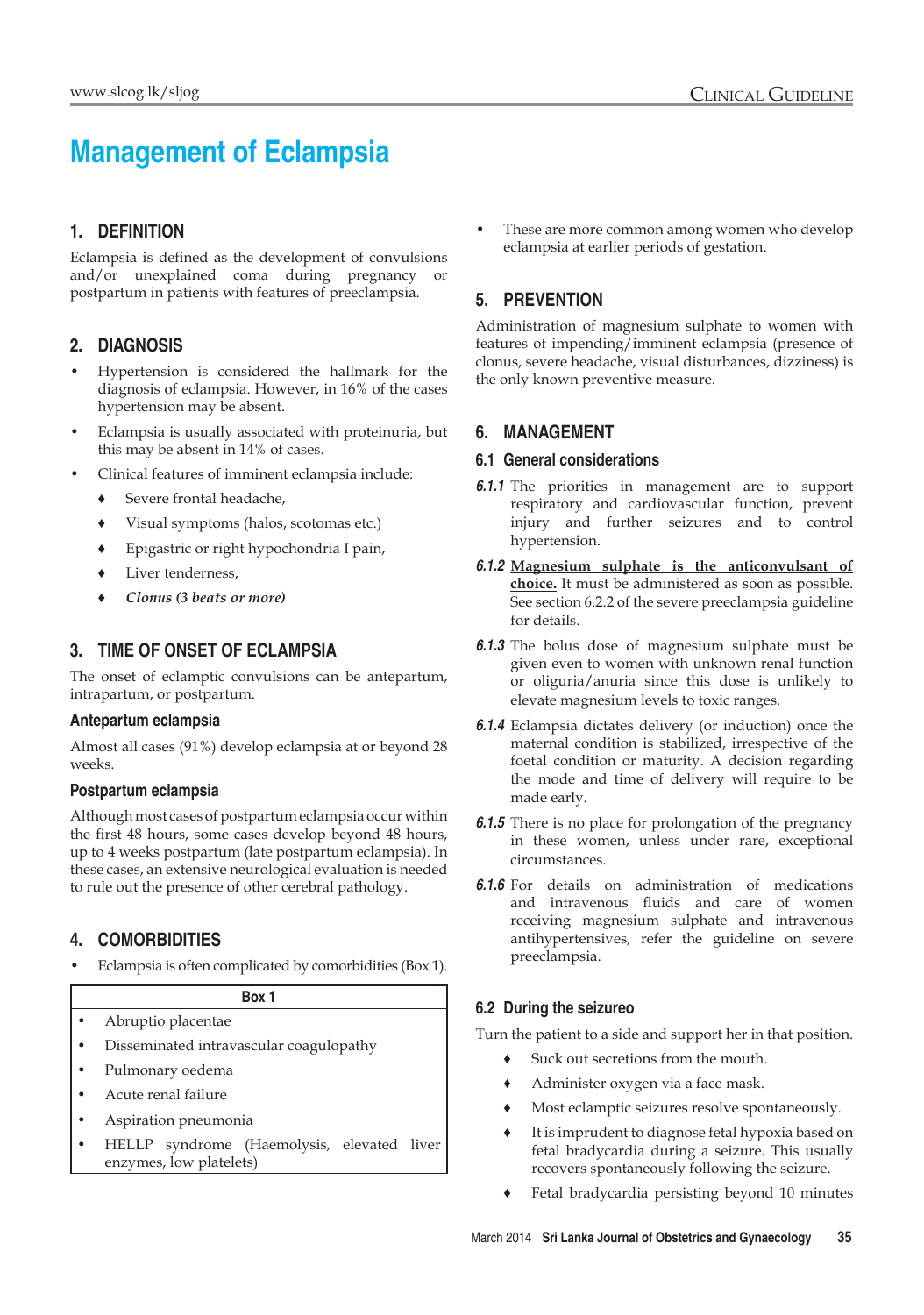# Management of Eclampsia

## 1. DEFINITION

Eclampsia is defined as the development of convulsions and/or unexplained coma during pregnancy or postpartum in patients with features of preeclampsia.

## 2. DIAGNOSIS

- Hypertension is considered the hallmark for the diagnosis of eclampsia. However, in 16% of the cases hypertension may be absent.
- Eclampsia is usually associated with proteinuria, but this may be absent in 14% of cases.
- Clinical features of imminent eclampsia include:
  - Severe frontal headache,
  - Visual symptoms (halos, scotomas etc.)
  - Epigastric or right hypochondria l pain,
  - Liver tenderness,
  - *Clonus (3 beats or more)*

## 3. TIME OF ONSET OF ECLAMPSIA

The onset of eclamptic convulsions can be antepartum, intrapartum, or postpartum.

### Antepartum eclampsia

Almost all cases (91%) develop eclampsia at or beyond 28 weeks.

### Postpartum eclampsia

Although most cases of postpartum eclampsia occur within the first 48 hours, some cases develop beyond 48 hours, up to 4 weeks postpartum (late postpartum eclampsia). In these cases, an extensive neurological evaluation is needed to rule out the presence of other cerebral pathology.

## 4. COMORBIDITIES

- Eclampsia is often complicated by comorbidities (Box 1).

| Box 1 |
|---|
| • Abruptio placentae |
| • Disseminated intravascular coagulopathy |
| • Pulmonary oedema |
| • Acute renal failure |
| • Aspiration pneumonia |
| • HELLP syndrome (Haemolysis, elevated liver enzymes, low platelets) |

- These are more common among women who develop eclampsia at earlier periods of gestation.

## 5. PREVENTION

Administration of magnesium sulphate to women with features of impending/imminent eclampsia (presence of clonus, severe headache, visual disturbances, dizziness) is the only known preventive measure.

## 6. MANAGEMENT

### 6.1 General considerations

***6.1.1*** The priorities in management are to support respiratory and cardiovascular function, prevent injury and further seizures and to control hypertension.

***6.1.2*** **Magnesium sulphate is the anticonvulsant of choice.** It must be administered as soon as possible. See section 6.2.2 of the severe preeclampsia guideline for details.

***6.1.3*** The bolus dose of magnesium sulphate must be given even to women with unknown renal function or oliguria/anuria since this dose is unlikely to elevate magnesium levels to toxic ranges.

***6.1.4*** Eclampsia dictates delivery (or induction) once the maternal condition is stabilized, irrespective of the foetal condition or maturity. A decision regarding the mode and time of delivery will require to be made early.

***6.1.5*** There is no place for prolongation of the pregnancy in these women, unless under rare, exceptional circumstances.

***6.1.6*** For details on administration of medications and intravenous fluids and care of women receiving magnesium sulphate and intravenous antihypertensives, refer the guideline on severe preeclampsia.

### 6.2 During the seizureo

Turn the patient to a side and support her in that position.

- Suck out secretions from the mouth.
- Administer oxygen via a face mask.
- Most eclamptic seizures resolve spontaneously.
- It is imprudent to diagnose fetal hypoxia based on fetal bradycardia during a seizure. This usually recovers spontaneously following the seizure.
- Fetal bradycardia persisting beyond 10 minutes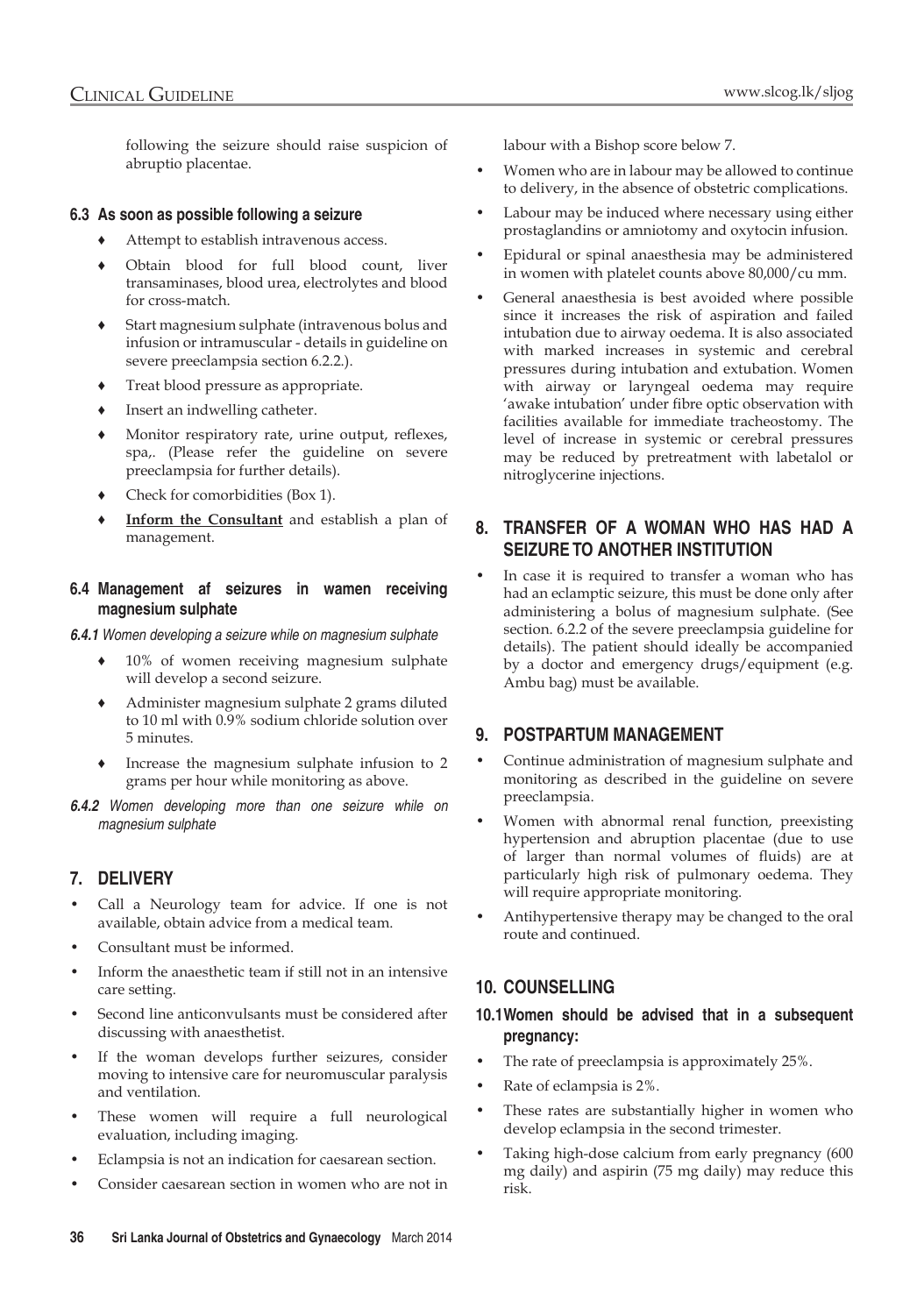following the seizure should raise suspicion of abruptio placentae.

### 6.3 As soon as possible following a seizure

- Attempt to establish intravenous access.
- Obtain blood for full blood count, liver transaminases, blood urea, electrolytes and blood for cross-match.
- Start magnesium sulphate (intravenous bolus and infusion or intramuscular - details in guideline on severe preeclampsia section 6.2.2.).
- Treat blood pressure as appropriate.
- Insert an indwelling catheter.
- Monitor respiratory rate, urine output, reflexes, spa,. (Please refer the guideline on severe preeclampsia for further details).
- Check for comorbidities (Box 1).
- **Inform the Consultant** and establish a plan of management.

### 6.4 Management af seizures in wamen receiving magnesium sulphate

***6.4.1*** *Women developing a seizure while on magnesium sulphate*

- 10% of women receiving magnesium sulphate will develop a second seizure.
- Administer magnesium sulphate 2 grams diluted to 10 ml with 0.9% sodium chloride solution over 5 minutes.
- Increase the magnesium sulphate infusion to 2 grams per hour while monitoring as above.

***6.4.2*** *Women developing more than one seizure while on magnesium sulphate*

## 7. DELIVERY

- Call a Neurology team for advice. If one is not available, obtain advice from a medical team.
- Consultant must be informed.
- Inform the anaesthetic team if still not in an intensive care setting.
- Second line anticonvulsants must be considered after discussing with anaesthetist.
- If the woman develops further seizures, consider moving to intensive care for neuromuscular paralysis and ventilation.
- These women will require a full neurological evaluation, including imaging.
- Eclampsia is not an indication for caesarean section.
- Consider caesarean section in women who are not in labour with a Bishop score below 7.
- Women who are in labour may be allowed to continue to delivery, in the absence of obstetric complications.
- Labour may be induced where necessary using either prostaglandins or amniotomy and oxytocin infusion.
- Epidural or spinal anaesthesia may be administered in women with platelet counts above 80,000/cu mm.
- General anaesthesia is best avoided where possible since it increases the risk of aspiration and failed intubation due to airway oedema. It is also associated with marked increases in systemic and cerebral pressures during intubation and extubation. Women with airway or laryngeal oedema may require 'awake intubation' under fibre optic observation with facilities available for immediate tracheostomy. The level of increase in systemic or cerebral pressures may be reduced by pretreatment with labetalol or nitroglycerine injections.

## 8. TRANSFER OF A WOMAN WHO HAS HAD A SEIZURE TO ANOTHER INSTITUTION

- In case it is required to transfer a woman who has had an eclamptic seizure, this must be done only after administering a bolus of magnesium sulphate. (See section. 6.2.2 of the severe preeclampsia guideline for details). The patient should ideally be accompanied by a doctor and emergency drugs/equipment (e.g. Ambu bag) must be available.

## 9. POSTPARTUM MANAGEMENT

- Continue administration of magnesium sulphate and monitoring as described in the guideline on severe preeclampsia.
- Women with abnormal renal function, preexisting hypertension and abruption placentae (due to use of larger than normal volumes of fluids) are at particularly high risk of pulmonary oedema. They will require appropriate monitoring.
- Antihypertensive therapy may be changed to the oral route and continued.

## 10. COUNSELLING

### 10.1 Women should be advised that in a subsequent pregnancy:

- The rate of preeclampsia is approximately 25%.
- Rate of eclampsia is 2%.
- These rates are substantially higher in women who develop eclampsia in the second trimester.
- Taking high-dose calcium from early pregnancy (600 mg daily) and aspirin (75 mg daily) may reduce this risk.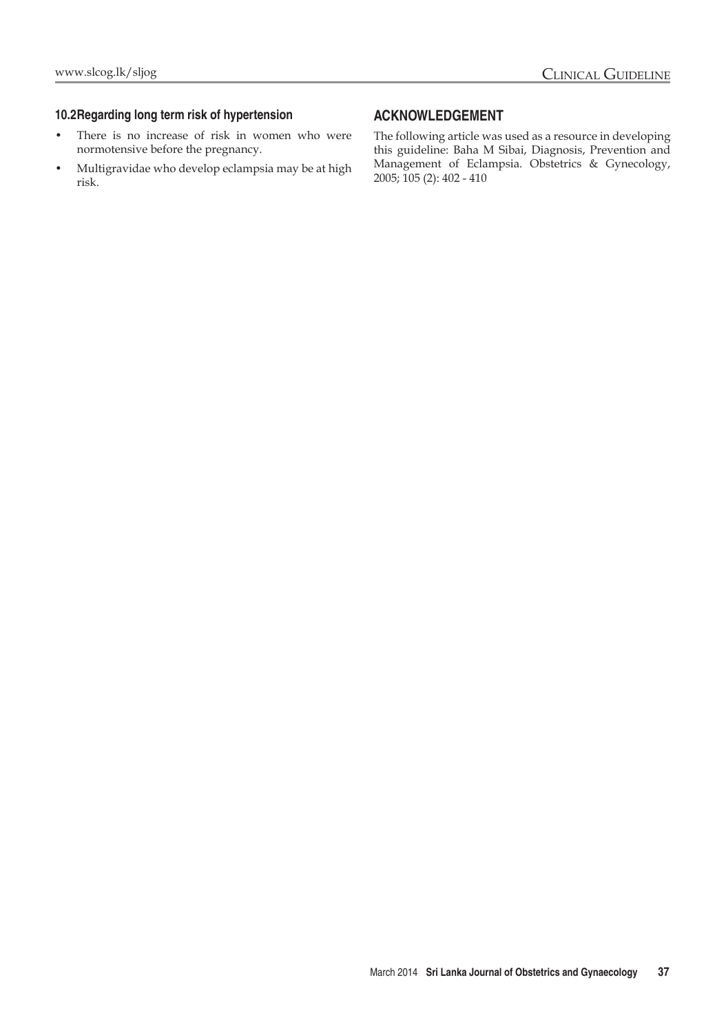### 10.2 Regarding long term risk of hypertension

- There is no increase of risk in women who were normotensive before the pregnancy.
- Multigravidae who develop eclampsia may be at high risk.

## ACKNOWLEDGEMENT

The following article was used as a resource in developing this guideline: Baha M Sibai, Diagnosis, Prevention and Management of Eclampsia. Obstetrics & Gynecology, 2005; 105 (2): 402 - 410